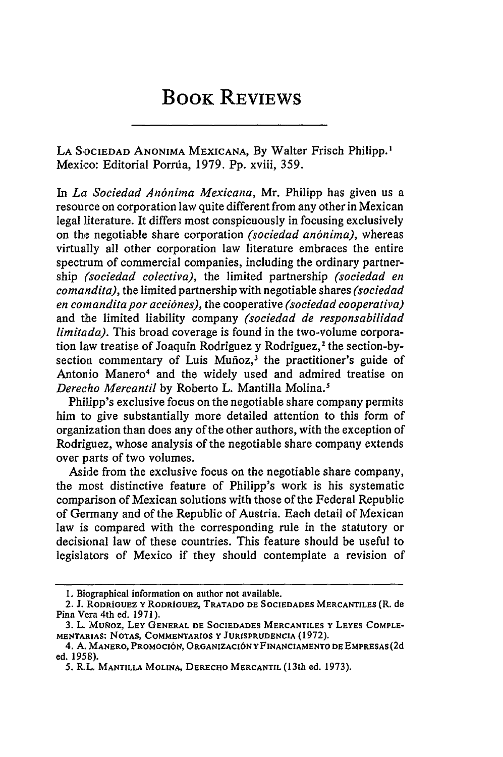# BOOK REVIEWS

LA SOCIEDAD ANONIMA MEXICANA, By Walter Frisch Philipp.[1] Mexico: Editorial Porrúa, 1979. Pp. xviii, 359.

In *La Sociedad Anónima Mexicana*, Mr. Philipp has given us a resource on corporation law quite different from any other in Mexican legal literature. It differs most conspicuously in focusing exclusively on the negotiable share corporation *(sociedad anónima)*, whereas virtually all other corporation law literature embraces the entire spectrum of commercial companies, including the ordinary partnership *(sociedad colectiva)*, the limited partnership *(sociedad en comandita)*, the limited partnership with negotiable shares *(sociedad en comandita por acciónes)*, the cooperative *(sociedad cooperativa)* and the limited liability company *(sociedad de responsabilidad limitada)*. This broad coverage is found in the two-volume corporation law treatise of Joaquin Rodriguez y Rodriguez,[2] the section-by-section commentary of Luis Muñoz,[3] the practitioner's guide of Antonio Manero[4] and the widely used and admired treatise on *Derecho Mercantil* by Roberto L. Mantilla Molina.[5]

Philipp's exclusive focus on the negotiable share company permits him to give substantially more detailed attention to this form of organization than does any of the other authors, with the exception of Rodriguez, whose analysis of the negotiable share company extends over parts of two volumes.

Aside from the exclusive focus on the negotiable share company, the most distinctive feature of Philipp's work is his systematic comparison of Mexican solutions with those of the Federal Republic of Germany and of the Republic of Austria. Each detail of Mexican law is compared with the corresponding rule in the statutory or decisional law of these countries. This feature should be useful to legislators of Mexico if they should contemplate a revision of

---

1. Biographical information on author not available.

2. J. RODRÍGUEZ Y RODRÍGUEZ, TRATADO DE SOCIEDADES MERCANTILES (R. de Pina Vera 4th ed. 1971).

3. L. MUÑOZ, LEY GENERAL DE SOCIEDADES MERCANTILES Y LEYES COMPLEMENTARIAS: NOTAS, COMMENTARIOS Y JURISPRUDENCIA (1972).

4. A. MANERO, PROMOCIÓN, ORGANIZACIÓN Y FINANCIAMENTO DE EMPRESAS (2d ed. 1958).

5. R.L. MANTILLA MOLINA, DERECHO MERCANTIL (13th ed. 1973).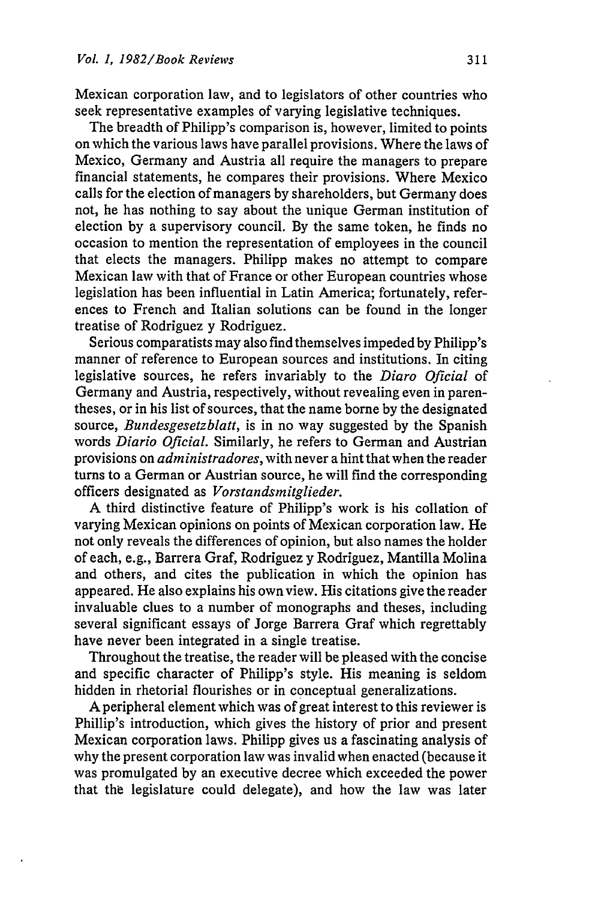Mexican corporation law, and to legislators of other countries who seek representative examples of varying legislative techniques.

The breadth of Philipp's comparison is, however, limited to points on which the various laws have parallel provisions. Where the laws of Mexico, Germany and Austria all require the managers to prepare financial statements, he compares their provisions. Where Mexico calls for the election of managers by shareholders, but Germany does not, he has nothing to say about the unique German institution of election by a supervisory council. By the same token, he finds no occasion to mention the representation of employees in the council that elects the managers. Philipp makes no attempt to compare Mexican law with that of France or other European countries whose legislation has been influential in Latin America; fortunately, references to French and Italian solutions can be found in the longer treatise of Rodriguez y Rodriguez.

Serious comparatists may also find themselves impeded by Philipp's manner of reference to European sources and institutions. In citing legislative sources, he refers invariably to the *Diaro Oficial* of Germany and Austria, respectively, without revealing even in parentheses, or in his list of sources, that the name borne by the designated source, *Bundesgesetzblatt*, is in no way suggested by the Spanish words *Diario Oficial*. Similarly, he refers to German and Austrian provisions on *administradores*, with never a hint that when the reader turns to a German or Austrian source, he will find the corresponding officers designated as *Vorstandsmitglieder*.

A third distinctive feature of Philipp's work is his collation of varying Mexican opinions on points of Mexican corporation law. He not only reveals the differences of opinion, but also names the holder of each, e.g., Barrera Graf, Rodriguez y Rodriguez, Mantilla Molina and others, and cites the publication in which the opinion has appeared. He also explains his own view. His citations give the reader invaluable clues to a number of monographs and theses, including several significant essays of Jorge Barrera Graf which regrettably have never been integrated in a single treatise.

Throughout the treatise, the reader will be pleased with the concise and specific character of Philipp's style. His meaning is seldom hidden in rhetorial flourishes or in conceptual generalizations.

A peripheral element which was of great interest to this reviewer is Phillip's introduction, which gives the history of prior and present Mexican corporation laws. Philipp gives us a fascinating analysis of why the present corporation law was invalid when enacted (because it was promulgated by an executive decree which exceeded the power that the legislature could delegate), and how the law was later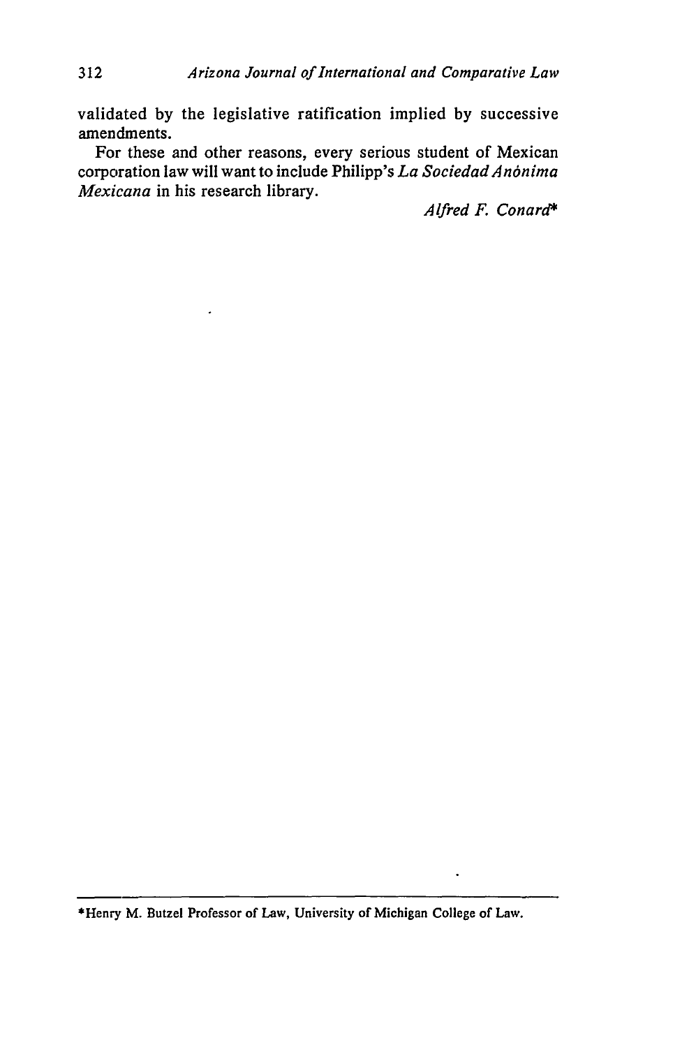validated by the legislative ratification implied by successive amendments.

For these and other reasons, every serious student of Mexican corporation law will want to include Philipp's *La Sociedad Anónima Mexicana* in his research library.

*Alfred F. Conard**

---

*Henry M. Butzel Professor of Law, University of Michigan College of Law.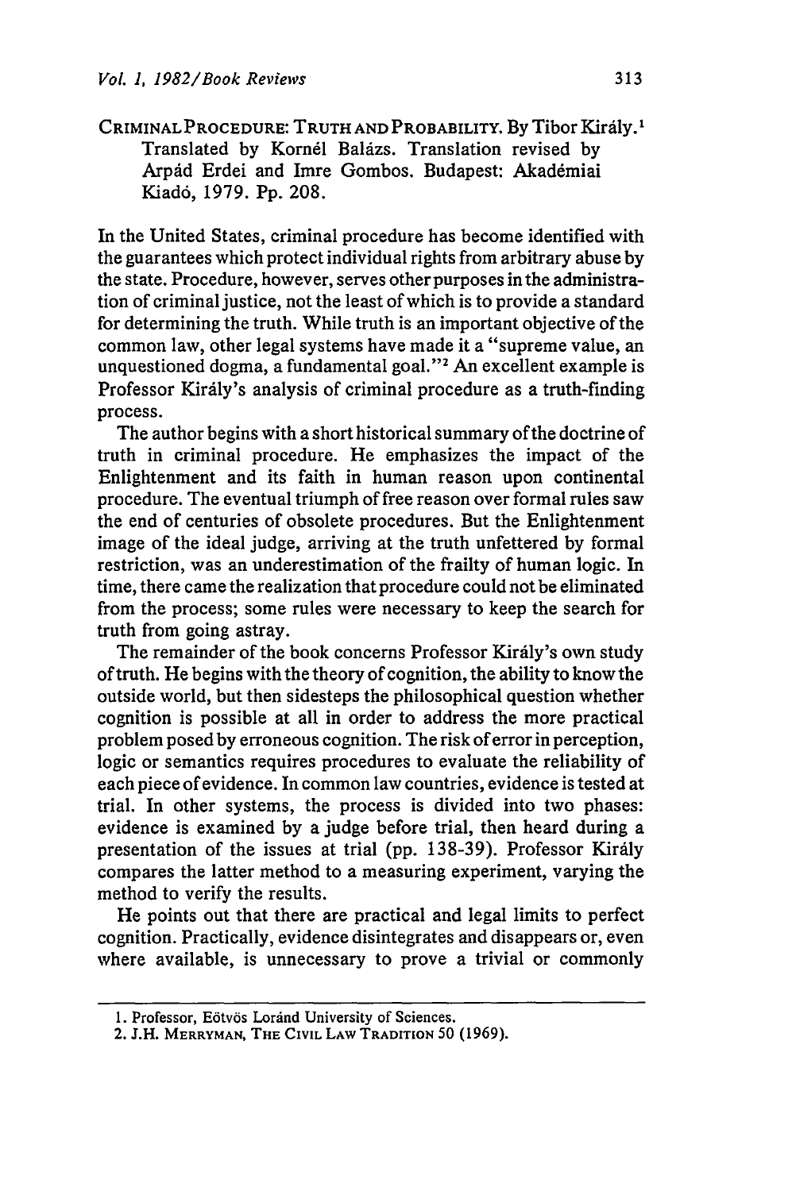CRIMINAL PROCEDURE: TRUTH AND PROBABILITY. By Tibor Király.[1] Translated by Kornél Balázs. Translation revised by Árpád Erdei and Imre Gombos. Budapest: Akadémiai Kiadó, 1979. Pp. 208.

In the United States, criminal procedure has become identified with the guarantees which protect individual rights from arbitrary abuse by the state. Procedure, however, serves other purposes in the administration of criminal justice, not the least of which is to provide a standard for determining the truth. While truth is an important objective of the common law, other legal systems have made it a "supreme value, an unquestioned dogma, a fundamental goal."[2] An excellent example is Professor Király's analysis of criminal procedure as a truth-finding process.

The author begins with a short historical summary of the doctrine of truth in criminal procedure. He emphasizes the impact of the Enlightenment and its faith in human reason upon continental procedure. The eventual triumph of free reason over formal rules saw the end of centuries of obsolete procedures. But the Enlightenment image of the ideal judge, arriving at the truth unfettered by formal restriction, was an underestimation of the frailty of human logic. In time, there came the realization that procedure could not be eliminated from the process; some rules were necessary to keep the search for truth from going astray.

The remainder of the book concerns Professor Király's own study of truth. He begins with the theory of cognition, the ability to know the outside world, but then sidesteps the philosophical question whether cognition is possible at all in order to address the more practical problem posed by erroneous cognition. The risk of error in perception, logic or semantics requires procedures to evaluate the reliability of each piece of evidence. In common law countries, evidence is tested at trial. In other systems, the process is divided into two phases: evidence is examined by a judge before trial, then heard during a presentation of the issues at trial (pp. 138-39). Professor Király compares the latter method to a measuring experiment, varying the method to verify the results.

He points out that there are practical and legal limits to perfect cognition. Practically, evidence disintegrates and disappears or, even where available, is unnecessary to prove a trivial or commonly

1. Professor, Eötvös Loránd University of Sciences.

2. J.H. MERRYMAN, THE CIVIL LAW TRADITION 50 (1969).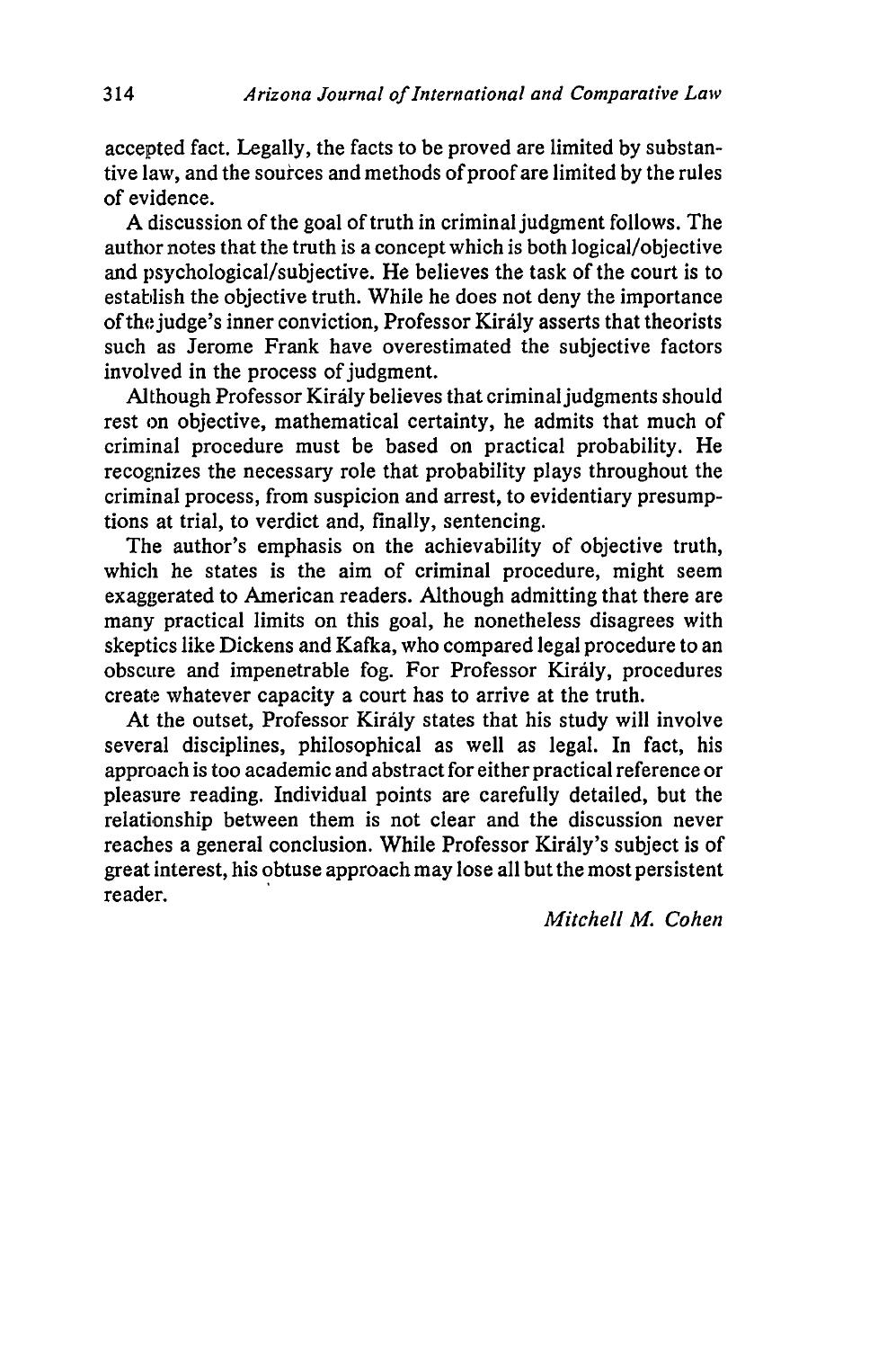accepted fact. Legally, the facts to be proved are limited by substantive law, and the sources and methods of proof are limited by the rules of evidence.

A discussion of the goal of truth in criminal judgment follows. The author notes that the truth is a concept which is both logical/objective and psychological/subjective. He believes the task of the court is to establish the objective truth. While he does not deny the importance of the judge's inner conviction, Professor Király asserts that theorists such as Jerome Frank have overestimated the subjective factors involved in the process of judgment.

Although Professor Király believes that criminal judgments should rest on objective, mathematical certainty, he admits that much of criminal procedure must be based on practical probability. He recognizes the necessary role that probability plays throughout the criminal process, from suspicion and arrest, to evidentiary presumptions at trial, to verdict and, finally, sentencing.

The author's emphasis on the achievability of objective truth, which he states is the aim of criminal procedure, might seem exaggerated to American readers. Although admitting that there are many practical limits on this goal, he nonetheless disagrees with skeptics like Dickens and Kafka, who compared legal procedure to an obscure and impenetrable fog. For Professor Király, procedures create whatever capacity a court has to arrive at the truth.

At the outset, Professor Király states that his study will involve several disciplines, philosophical as well as legal. In fact, his approach is too academic and abstract for either practical reference or pleasure reading. Individual points are carefully detailed, but the relationship between them is not clear and the discussion never reaches a general conclusion. While Professor Király's subject is of great interest, his obtuse approach may lose all but the most persistent reader.

*Mitchell M. Cohen*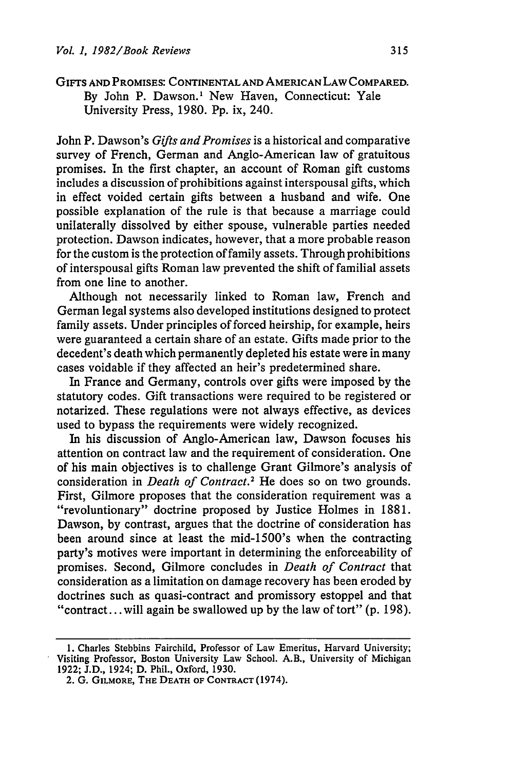GIFTS AND PROMISES: CONTINENTAL AND AMERICAN LAW COMPARED. By John P. Dawson.[1] New Haven, Connecticut: Yale University Press, 1980. Pp. ix, 240.

John P. Dawson's *Gifts and Promises* is a historical and comparative survey of French, German and Anglo-American law of gratuitous promises. In the first chapter, an account of Roman gift customs includes a discussion of prohibitions against interspousal gifts, which in effect voided certain gifts between a husband and wife. One possible explanation of the rule is that because a marriage could unilaterally dissolved by either spouse, vulnerable parties needed protection. Dawson indicates, however, that a more probable reason for the custom is the protection of family assets. Through prohibitions of interspousal gifts Roman law prevented the shift of familial assets from one line to another.

Although not necessarily linked to Roman law, French and German legal systems also developed institutions designed to protect family assets. Under principles of forced heirship, for example, heirs were guaranteed a certain share of an estate. Gifts made prior to the decedent's death which permanently depleted his estate were in many cases voidable if they affected an heir's predetermined share.

In France and Germany, controls over gifts were imposed by the statutory codes. Gift transactions were required to be registered or notarized. These regulations were not always effective, as devices used to bypass the requirements were widely recognized.

In his discussion of Anglo-American law, Dawson focuses his attention on contract law and the requirement of consideration. One of his main objectives is to challenge Grant Gilmore's analysis of consideration in *Death of Contract*.[2] He does so on two grounds. First, Gilmore proposes that the consideration requirement was a "revoluntionary" doctrine proposed by Justice Holmes in 1881. Dawson, by contrast, argues that the doctrine of consideration has been around since at least the mid-1500's when the contracting party's motives were important in determining the enforceability of promises. Second, Gilmore concludes in *Death of Contract* that consideration as a limitation on damage recovery has been eroded by doctrines such as quasi-contract and promissory estoppel and that "contract... will again be swallowed up by the law of tort" (p. 198).

---

1. Charles Stebbins Fairchild, Professor of Law Emeritus, Harvard University; Visiting Professor, Boston University Law School. A.B., University of Michigan 1922; J.D., 1924; D. Phil., Oxford, 1930.

2. G. GILMORE, THE DEATH OF CONTRACT (1974).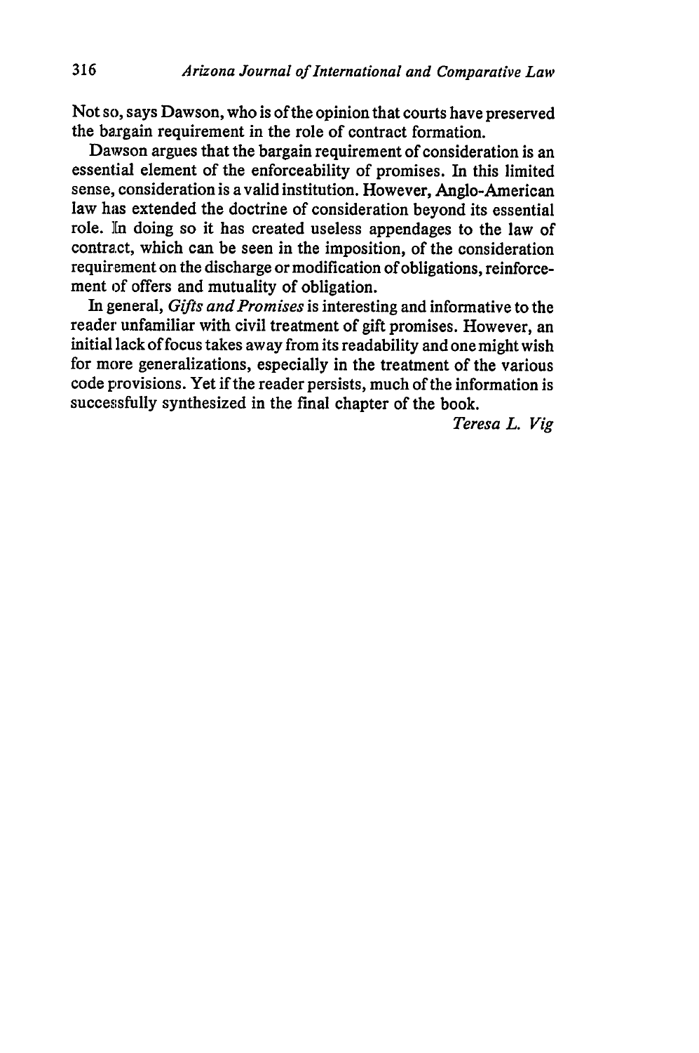Not so, says Dawson, who is of the opinion that courts have preserved the bargain requirement in the role of contract formation.

Dawson argues that the bargain requirement of consideration is an essential element of the enforceability of promises. In this limited sense, consideration is a valid institution. However, Anglo-American law has extended the doctrine of consideration beyond its essential role. In doing so it has created useless appendages to the law of contract, which can be seen in the imposition, of the consideration requirement on the discharge or modification of obligations, reinforcement of offers and mutuality of obligation.

In general, *Gifts and Promises* is interesting and informative to the reader unfamiliar with civil treatment of gift promises. However, an initial lack of focus takes away from its readability and one might wish for more generalizations, especially in the treatment of the various code provisions. Yet if the reader persists, much of the information is successfully synthesized in the final chapter of the book.

*Teresa L. Vig*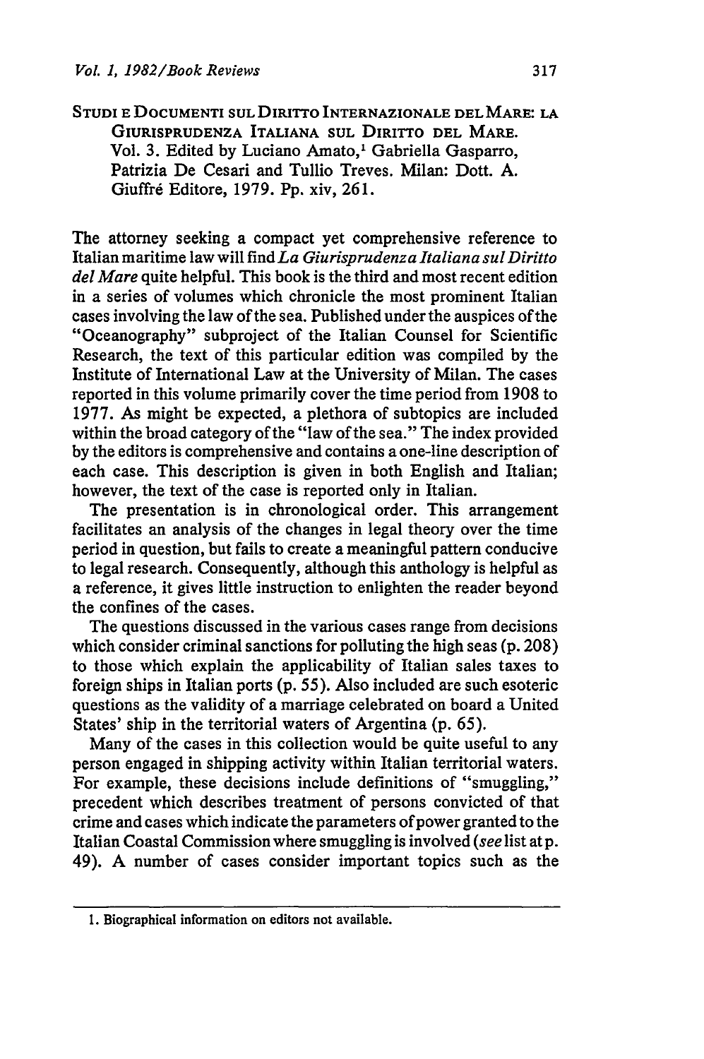STUDI E DOCUMENTI SUL DIRITTO INTERNAZIONALE DEL MARE: LA GIURISPRUDENZA ITALIANA SUL DIRITTO DEL MARE. Vol. 3. Edited by Luciano Amato,[1] Gabriella Gasparro, Patrizia De Cesari and Tullio Treves. Milan: Dott. A. Giuffrè Editore, 1979. Pp. xiv, 261.

The attorney seeking a compact yet comprehensive reference to Italian maritime law will find *La Giurisprudenza Italiana sul Diritto del Mare* quite helpful. This book is the third and most recent edition in a series of volumes which chronicle the most prominent Italian cases involving the law of the sea. Published under the auspices of the "Oceanography" subproject of the Italian Counsel for Scientific Research, the text of this particular edition was compiled by the Institute of International Law at the University of Milan. The cases reported in this volume primarily cover the time period from 1908 to 1977. As might be expected, a plethora of subtopics are included within the broad category of the "law of the sea." The index provided by the editors is comprehensive and contains a one-line description of each case. This description is given in both English and Italian; however, the text of the case is reported only in Italian.

The presentation is in chronological order. This arrangement facilitates an analysis of the changes in legal theory over the time period in question, but fails to create a meaningful pattern conducive to legal research. Consequently, although this anthology is helpful as a reference, it gives little instruction to enlighten the reader beyond the confines of the cases.

The questions discussed in the various cases range from decisions which consider criminal sanctions for polluting the high seas (p. 208) to those which explain the applicability of Italian sales taxes to foreign ships in Italian ports (p. 55). Also included are such esoteric questions as the validity of a marriage celebrated on board a United States' ship in the territorial waters of Argentina (p. 65).

Many of the cases in this collection would be quite useful to any person engaged in shipping activity within Italian territorial waters. For example, these decisions include definitions of "smuggling," precedent which describes treatment of persons convicted of that crime and cases which indicate the parameters of power granted to the Italian Coastal Commission where smuggling is involved (*see* list at p. 49). A number of cases consider important topics such as the

1. Biographical information on editors not available.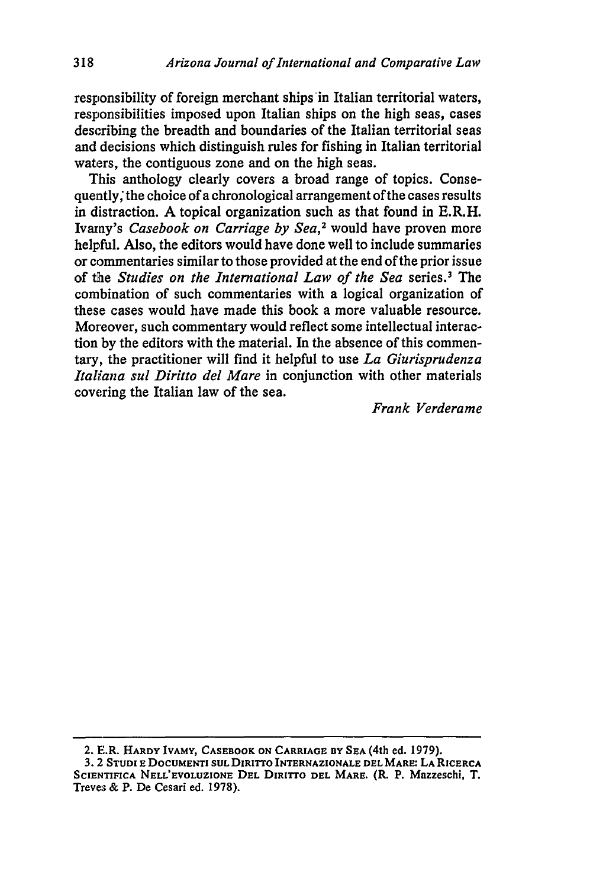responsibility of foreign merchant ships in Italian territorial waters, responsibilities imposed upon Italian ships on the high seas, cases describing the breadth and boundaries of the Italian territorial seas and decisions which distinguish rules for fishing in Italian territorial waters, the contiguous zone and on the high seas.

This anthology clearly covers a broad range of topics. Consequently, the choice of a chronological arrangement of the cases results in distraction. A topical organization such as that found in E.R.H. Ivamy's *Casebook on Carriage by Sea*,[2] would have proven more helpful. Also, the editors would have done well to include summaries or commentaries similar to those provided at the end of the prior issue of the *Studies on the International Law of the Sea* series.[3] The combination of such commentaries with a logical organization of these cases would have made this book a more valuable resource. Moreover, such commentary would reflect some intellectual interaction by the editors with the material. In the absence of this commentary, the practitioner will find it helpful to use *La Giurisprudenza Italiana sul Diritto del Mare* in conjunction with other materials covering the Italian law of the sea.

*Frank Verderame*

---

2. E.R. HARDY IVAMY, CASEBOOK ON CARRIAGE BY SEA (4th ed. 1979).

3. 2 STUDI E DOCUMENTI SUL DIRITTO INTERNAZIONALE DEL MARE: LA RICERCA SCIENTIFICA NELL'EVOLUZIONE DEL DIRITTO DEL MARE. (R. P. Mazzeschi, T. Treves & P. De Cesari ed. 1978).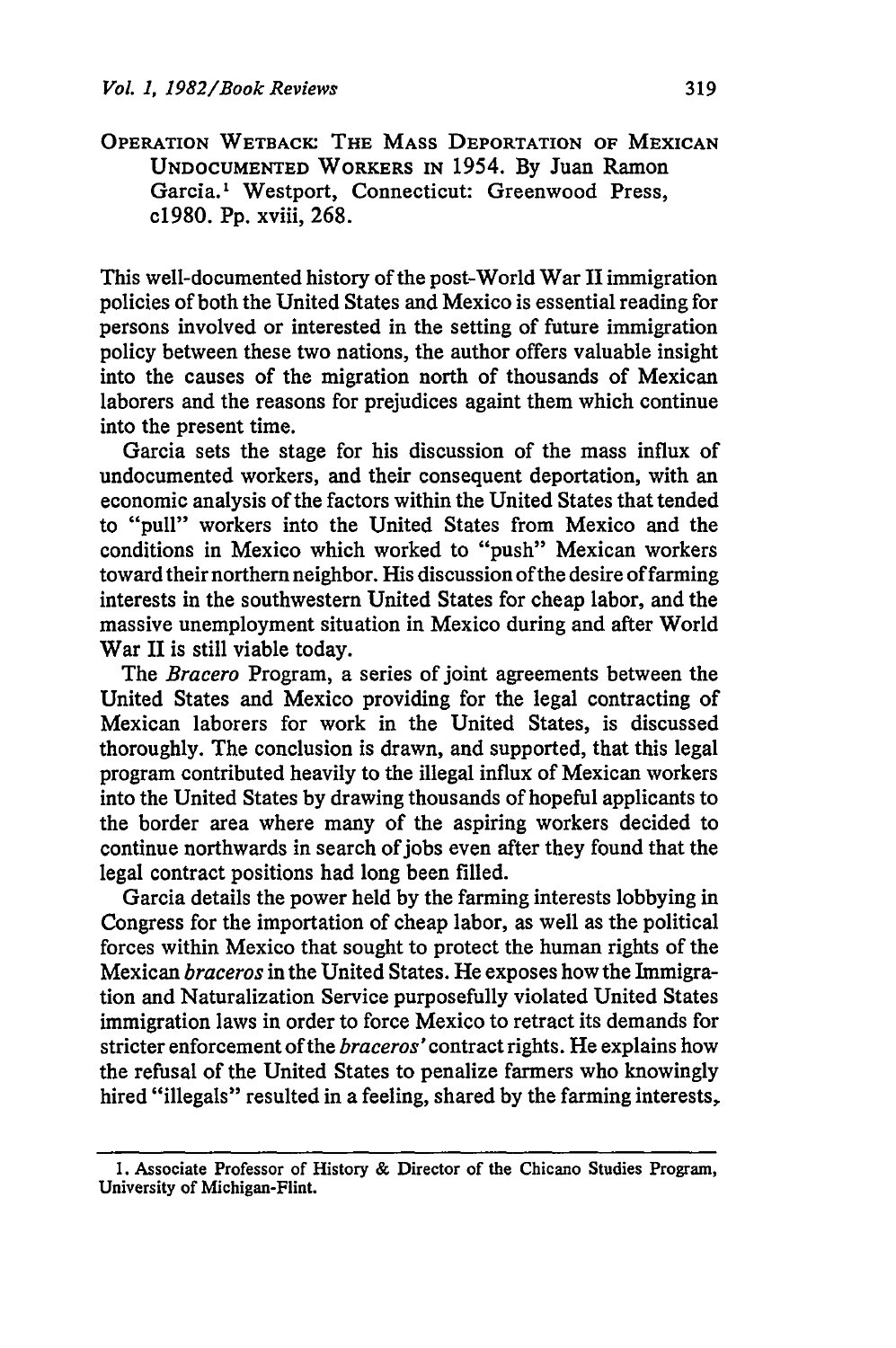**Operation Wetback: The Mass Deportation of Mexican Undocumented Workers in 1954.** By Juan Ramon Garcia.[1] Westport, Connecticut: Greenwood Press, c1980. Pp. xviii, 268.

This well-documented history of the post-World War II immigration policies of both the United States and Mexico is essential reading for persons involved or interested in the setting of future immigration policy between these two nations, the author offers valuable insight into the causes of the migration north of thousands of Mexican laborers and the reasons for prejudices againt them which continue into the present time.

Garcia sets the stage for his discussion of the mass influx of undocumented workers, and their consequent deportation, with an economic analysis of the factors within the United States that tended to "pull" workers into the United States from Mexico and the conditions in Mexico which worked to "push" Mexican workers toward their northern neighbor. His discussion of the desire of farming interests in the southwestern United States for cheap labor, and the massive unemployment situation in Mexico during and after World War II is still viable today.

The *Bracero* Program, a series of joint agreements between the United States and Mexico providing for the legal contracting of Mexican laborers for work in the United States, is discussed thoroughly. The conclusion is drawn, and supported, that this legal program contributed heavily to the illegal influx of Mexican workers into the United States by drawing thousands of hopeful applicants to the border area where many of the aspiring workers decided to continue northwards in search of jobs even after they found that the legal contract positions had long been filled.

Garcia details the power held by the farming interests lobbying in Congress for the importation of cheap labor, as well as the political forces within Mexico that sought to protect the human rights of the Mexican *braceros* in the United States. He exposes how the Immigration and Naturalization Service purposefully violated United States immigration laws in order to force Mexico to retract its demands for stricter enforcement of the *braceros'* contract rights. He explains how the refusal of the United States to penalize farmers who knowingly hired "illegals" resulted in a feeling, shared by the farming interests,

---

1. Associate Professor of History & Director of the Chicano Studies Program, University of Michigan-Flint.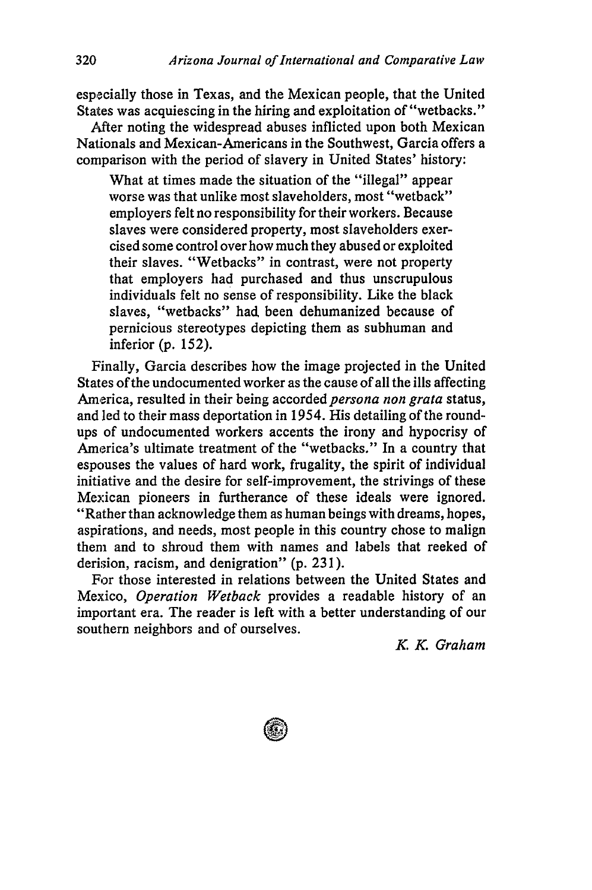especially those in Texas, and the Mexican people, that the United States was acquiescing in the hiring and exploitation of "wetbacks."

After noting the widespread abuses inflicted upon both Mexican Nationals and Mexican-Americans in the Southwest, Garcia offers a comparison with the period of slavery in United States' history:

> What at times made the situation of the "illegal" appear worse was that unlike most slaveholders, most "wetback" employers felt no responsibility for their workers. Because slaves were considered property, most slaveholders exercised some control over how much they abused or exploited their slaves. "Wetbacks" in contrast, were not property that employers had purchased and thus unscrupulous individuals felt no sense of responsibility. Like the black slaves, "wetbacks" had been dehumanized because of pernicious stereotypes depicting them as subhuman and inferior (p. 152).

Finally, Garcia describes how the image projected in the United States of the undocumented worker as the cause of all the ills affecting America, resulted in their being accorded *persona non grata* status, and led to their mass deportation in 1954. His detailing of the round-ups of undocumented workers accents the irony and hypocrisy of America's ultimate treatment of the "wetbacks." In a country that espouses the values of hard work, frugality, the spirit of individual initiative and the desire for self-improvement, the strivings of these Mexican pioneers in furtherance of these ideals were ignored. "Rather than acknowledge them as human beings with dreams, hopes, aspirations, and needs, most people in this country chose to malign them and to shroud them with names and labels that reeked of derision, racism, and denigration" (p. 231).

For those interested in relations between the United States and Mexico, *Operation Wetback* provides a readable history of an important era. The reader is left with a better understanding of our southern neighbors and of ourselves.

*K. K. Graham*